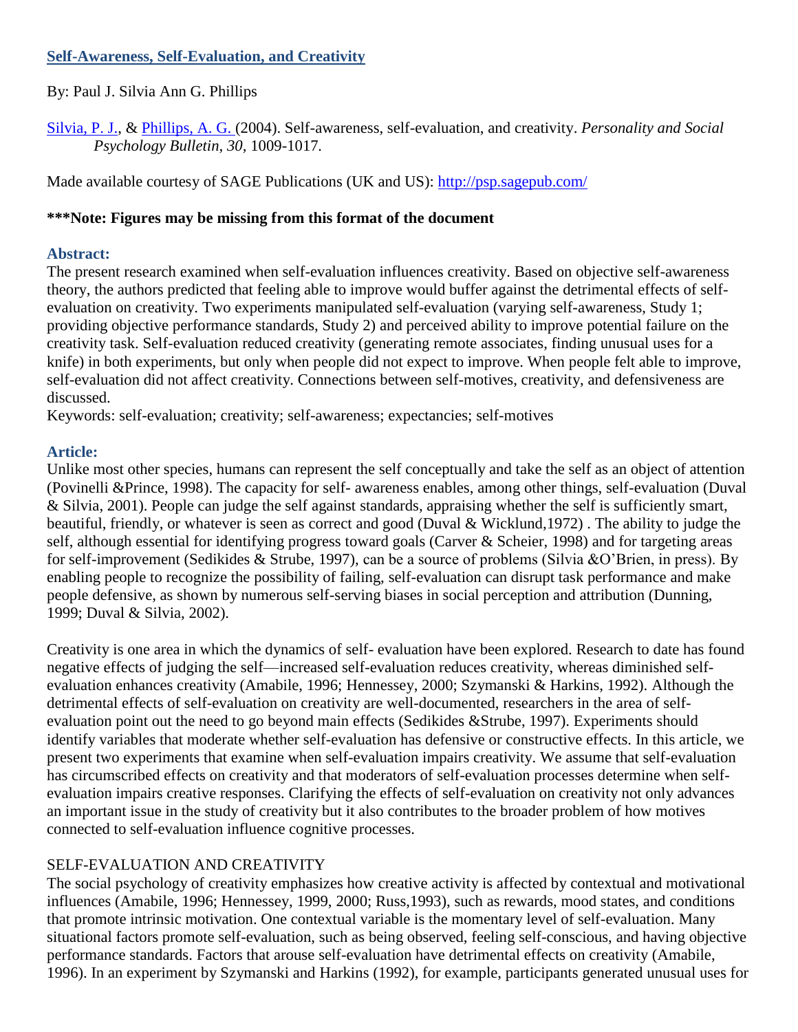# [Self-Awareness, Self-Evaluation, and Creativity](#)

By: Paul J. Silvia Ann G. Phillips

[Silvia, P. J.](#), & [Phillips, A. G.](#) (2004). Self-awareness, self-evaluation, and creativity. *Personality and Social Psychology Bulletin, 30,* 1009-1017.

Made available courtesy of SAGE Publications (UK and US): http://psp.sagepub.com/

**\*\*\*Note: Figures may be missing from this format of the document**

## Abstract:

The present research examined when self-evaluation influences creativity. Based on objective self-awareness theory, the authors predicted that feeling able to improve would buffer against the detrimental effects of self-evaluation on creativity. Two experiments manipulated self-evaluation (varying self-awareness, Study 1; providing objective performance standards, Study 2) and perceived ability to improve potential failure on the creativity task. Self-evaluation reduced creativity (generating remote associates, finding unusual uses for a knife) in both experiments, but only when people did not expect to improve. When people felt able to improve, self-evaluation did not affect creativity. Connections between self-motives, creativity, and defensiveness are discussed.

Keywords: self-evaluation; creativity; self-awareness; expectancies; self-motives

## Article:

Unlike most other species, humans can represent the self conceptually and take the self as an object of attention (Povinelli &Prince, 1998). The capacity for self- awareness enables, among other things, self-evaluation (Duval & Silvia, 2001). People can judge the self against standards, appraising whether the self is sufficiently smart, beautiful, friendly, or whatever is seen as correct and good (Duval & Wicklund,1972) . The ability to judge the self, although essential for identifying progress toward goals (Carver & Scheier, 1998) and for targeting areas for self-improvement (Sedikides & Strube, 1997), can be a source of problems (Silvia &O'Brien, in press). By enabling people to recognize the possibility of failing, self-evaluation can disrupt task performance and make people defensive, as shown by numerous self-serving biases in social perception and attribution (Dunning, 1999; Duval & Silvia, 2002).

Creativity is one area in which the dynamics of self- evaluation have been explored. Research to date has found negative effects of judging the self—increased self-evaluation reduces creativity, whereas diminished self-evaluation enhances creativity (Amabile, 1996; Hennessey, 2000; Szymanski & Harkins, 1992). Although the detrimental effects of self-evaluation on creativity are well-documented, researchers in the area of self-evaluation point out the need to go beyond main effects (Sedikides &Strube, 1997). Experiments should identify variables that moderate whether self-evaluation has defensive or constructive effects. In this article, we present two experiments that examine when self-evaluation impairs creativity. We assume that self-evaluation has circumscribed effects on creativity and that moderators of self-evaluation processes determine when self-evaluation impairs creative responses. Clarifying the effects of self-evaluation on creativity not only advances an important issue in the study of creativity but it also contributes to the broader problem of how motives connected to self-evaluation influence cognitive processes.

### SELF-EVALUATION AND CREATIVITY

The social psychology of creativity emphasizes how creative activity is affected by contextual and motivational influences (Amabile, 1996; Hennessey, 1999, 2000; Russ,1993), such as rewards, mood states, and conditions that promote intrinsic motivation. One contextual variable is the momentary level of self-evaluation. Many situational factors promote self-evaluation, such as being observed, feeling self-conscious, and having objective performance standards. Factors that arouse self-evaluation have detrimental effects on creativity (Amabile, 1996). In an experiment by Szymanski and Harkins (1992), for example, participants generated unusual uses for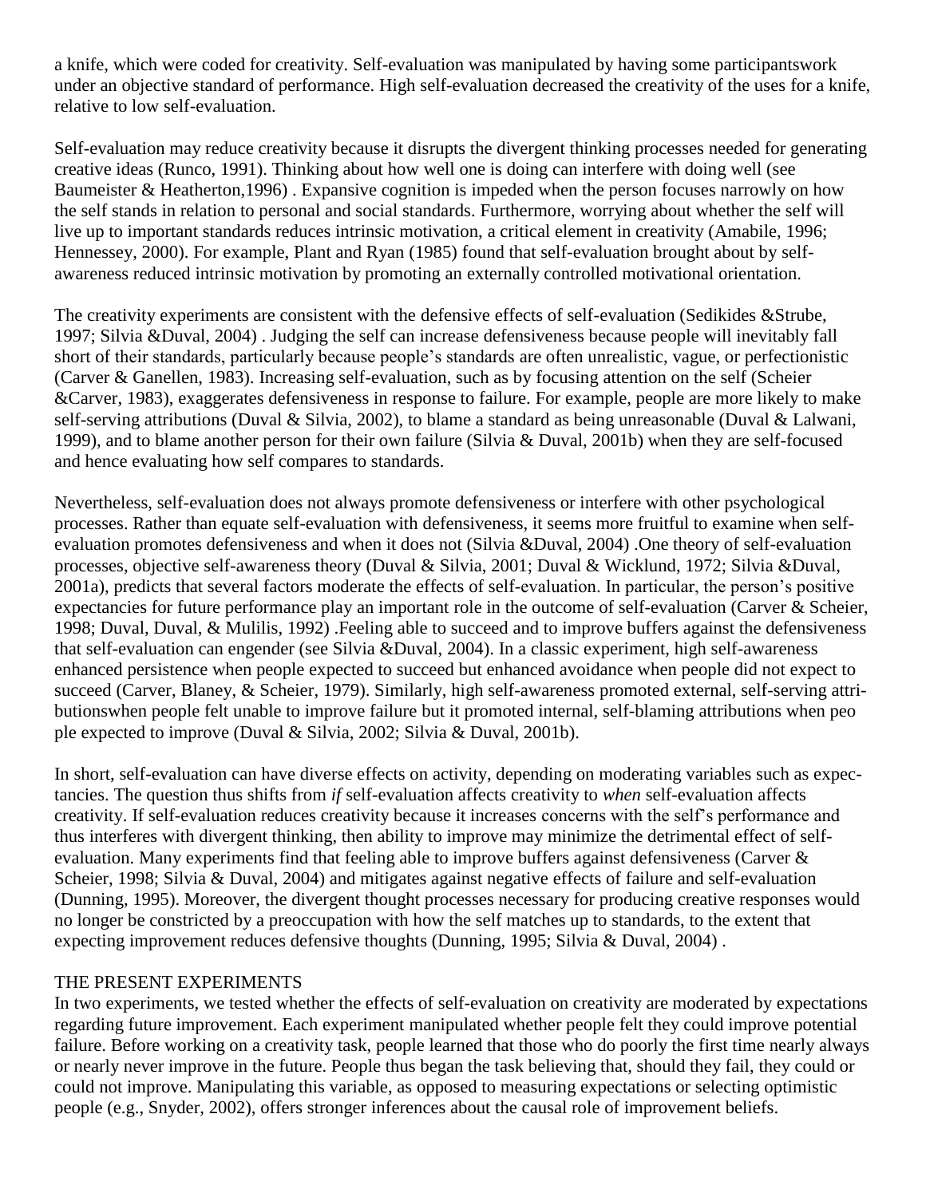a knife, which were coded for creativity. Self-evaluation was manipulated by having some participantswork under an objective standard of performance. High self-evaluation decreased the creativity of the uses for a knife, relative to low self-evaluation.

Self-evaluation may reduce creativity because it disrupts the divergent thinking processes needed for generating creative ideas (Runco, 1991). Thinking about how well one is doing can interfere with doing well (see Baumeister & Heatherton,1996) . Expansive cognition is impeded when the person focuses narrowly on how the self stands in relation to personal and social standards. Furthermore, worrying about whether the self will live up to important standards reduces intrinsic motivation, a critical element in creativity (Amabile, 1996; Hennessey, 2000). For example, Plant and Ryan (1985) found that self-evaluation brought about by self-awareness reduced intrinsic motivation by promoting an externally controlled motivational orientation.

The creativity experiments are consistent with the defensive effects of self-evaluation (Sedikides &Strube, 1997; Silvia &Duval, 2004) . Judging the self can increase defensiveness because people will inevitably fall short of their standards, particularly because people's standards are often unrealistic, vague, or perfectionistic (Carver & Ganellen, 1983). Increasing self-evaluation, such as by focusing attention on the self (Scheier &Carver, 1983), exaggerates defensiveness in response to failure. For example, people are more likely to make self-serving attributions (Duval & Silvia, 2002), to blame a standard as being unreasonable (Duval & Lalwani, 1999), and to blame another person for their own failure (Silvia & Duval, 2001b) when they are self-focused and hence evaluating how self compares to standards.

Nevertheless, self-evaluation does not always promote defensiveness or interfere with other psychological processes. Rather than equate self-evaluation with defensiveness, it seems more fruitful to examine when self-evaluation promotes defensiveness and when it does not (Silvia &Duval, 2004) .One theory of self-evaluation processes, objective self-awareness theory (Duval & Silvia, 2001; Duval & Wicklund, 1972; Silvia &Duval, 2001a), predicts that several factors moderate the effects of self-evaluation. In particular, the person's positive expectancies for future performance play an important role in the outcome of self-evaluation (Carver & Scheier, 1998; Duval, Duval, & Mulilis, 1992) .Feeling able to succeed and to improve buffers against the defensiveness that self-evaluation can engender (see Silvia &Duval, 2004). In a classic experiment, high self-awareness enhanced persistence when people expected to succeed but enhanced avoidance when people did not expect to succeed (Carver, Blaney, & Scheier, 1979). Similarly, high self-awareness promoted external, self-serving attributionswhen people felt unable to improve failure but it promoted internal, self-blaming attributions when people expected to improve (Duval & Silvia, 2002; Silvia & Duval, 2001b).

In short, self-evaluation can have diverse effects on activity, depending on moderating variables such as expectancies. The question thus shifts from *if* self-evaluation affects creativity to *when* self-evaluation affects creativity. If self-evaluation reduces creativity because it increases concerns with the self's performance and thus interferes with divergent thinking, then ability to improve may minimize the detrimental effect of self-evaluation. Many experiments find that feeling able to improve buffers against defensiveness (Carver & Scheier, 1998; Silvia & Duval, 2004) and mitigates against negative effects of failure and self-evaluation (Dunning, 1995). Moreover, the divergent thought processes necessary for producing creative responses would no longer be constricted by a preoccupation with how the self matches up to standards, to the extent that expecting improvement reduces defensive thoughts (Dunning, 1995; Silvia & Duval, 2004) .

## THE PRESENT EXPERIMENTS

In two experiments, we tested whether the effects of self-evaluation on creativity are moderated by expectations regarding future improvement. Each experiment manipulated whether people felt they could improve potential failure. Before working on a creativity task, people learned that those who do poorly the first time nearly always or nearly never improve in the future. People thus began the task believing that, should they fail, they could or could not improve. Manipulating this variable, as opposed to measuring expectations or selecting optimistic people (e.g., Snyder, 2002), offers stronger inferences about the causal role of improvement beliefs.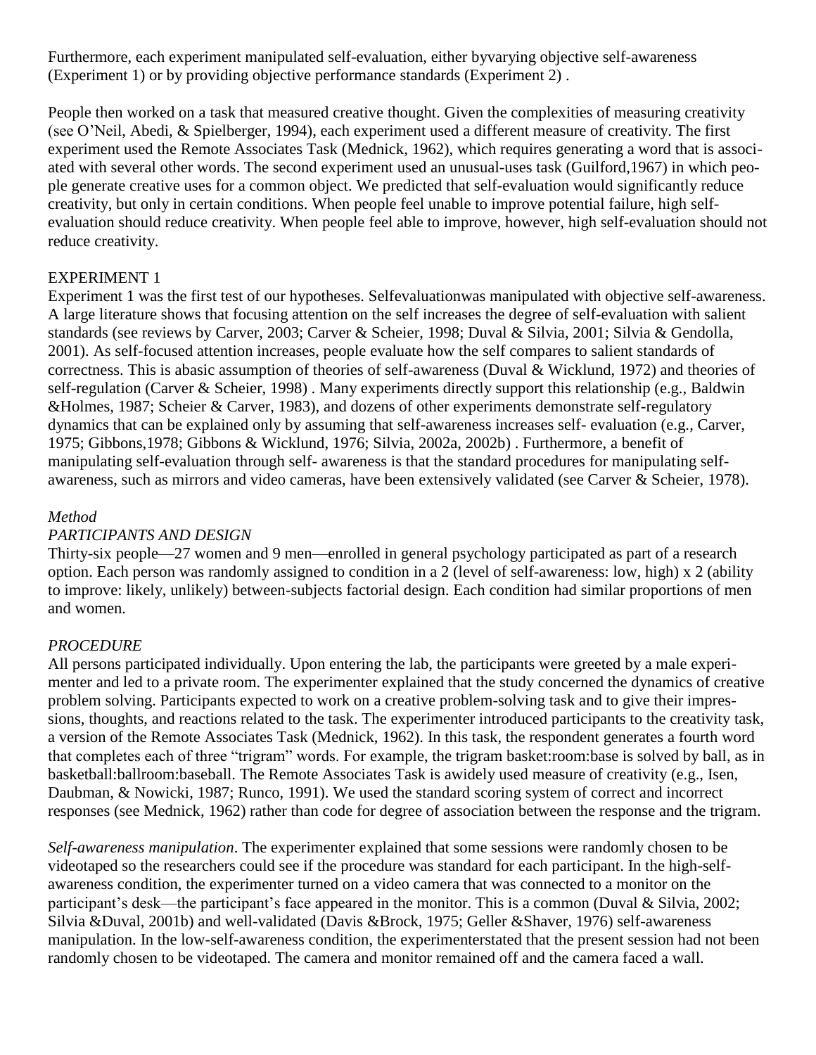Furthermore, each experiment manipulated self-evaluation, either byvarying objective self-awareness (Experiment 1) or by providing objective performance standards (Experiment 2) .

People then worked on a task that measured creative thought. Given the complexities of measuring creativity (see O'Neil, Abedi, & Spielberger, 1994), each experiment used a different measure of creativity. The first experiment used the Remote Associates Task (Mednick, 1962), which requires generating a word that is associated with several other words. The second experiment used an unusual-uses task (Guilford,1967) in which people generate creative uses for a common object. We predicted that self-evaluation would significantly reduce creativity, but only in certain conditions. When people feel unable to improve potential failure, high self-evaluation should reduce creativity. When people feel able to improve, however, high self-evaluation should not reduce creativity.

## EXPERIMENT 1

Experiment 1 was the first test of our hypotheses. Selfevaluationwas manipulated with objective self-awareness. A large literature shows that focusing attention on the self increases the degree of self-evaluation with salient standards (see reviews by Carver, 2003; Carver & Scheier, 1998; Duval & Silvia, 2001; Silvia & Gendolla, 2001). As self-focused attention increases, people evaluate how the self compares to salient standards of correctness. This is abasic assumption of theories of self-awareness (Duval & Wicklund, 1972) and theories of self-regulation (Carver & Scheier, 1998) . Many experiments directly support this relationship (e.g., Baldwin &Holmes, 1987; Scheier & Carver, 1983), and dozens of other experiments demonstrate self-regulatory dynamics that can be explained only by assuming that self-awareness increases self- evaluation (e.g., Carver, 1975; Gibbons,1978; Gibbons & Wicklund, 1976; Silvia, 2002a, 2002b) . Furthermore, a benefit of manipulating self-evaluation through self- awareness is that the standard procedures for manipulating self-awareness, such as mirrors and video cameras, have been extensively validated (see Carver & Scheier, 1978).

### *Method*

#### *PARTICIPANTS AND DESIGN*

Thirty-six people—27 women and 9 men—enrolled in general psychology participated as part of a research option. Each person was randomly assigned to condition in a 2 (level of self-awareness: low, high) x 2 (ability to improve: likely, unlikely) between-subjects factorial design. Each condition had similar proportions of men and women.

#### *PROCEDURE*

All persons participated individually. Upon entering the lab, the participants were greeted by a male experimenter and led to a private room. The experimenter explained that the study concerned the dynamics of creative problem solving. Participants expected to work on a creative problem-solving task and to give their impressions, thoughts, and reactions related to the task. The experimenter introduced participants to the creativity task, a version of the Remote Associates Task (Mednick, 1962). In this task, the respondent generates a fourth word that completes each of three "trigram" words. For example, the trigram basket:room:base is solved by ball, as in basketball:ballroom:baseball. The Remote Associates Task is awidely used measure of creativity (e.g., Isen, Daubman, & Nowicki, 1987; Runco, 1991). We used the standard scoring system of correct and incorrect responses (see Mednick, 1962) rather than code for degree of association between the response and the trigram.

*Self-awareness manipulation*. The experimenter explained that some sessions were randomly chosen to be videotaped so the researchers could see if the procedure was standard for each participant. In the high-self-awareness condition, the experimenter turned on a video camera that was connected to a monitor on the participant's desk—the participant's face appeared in the monitor. This is a common (Duval & Silvia, 2002; Silvia &Duval, 2001b) and well-validated (Davis &Brock, 1975; Geller &Shaver, 1976) self-awareness manipulation. In the low-self-awareness condition, the experimenterstated that the present session had not been randomly chosen to be videotaped. The camera and monitor remained off and the camera faced a wall.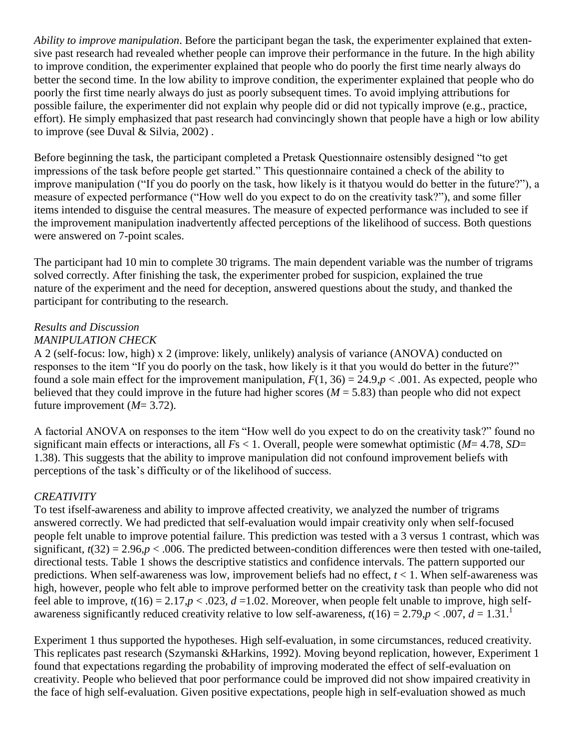*Ability to improve manipulation*. Before the participant began the task, the experimenter explained that extensive past research had revealed whether people can improve their performance in the future. In the high ability to improve condition, the experimenter explained that people who do poorly the first time nearly always do better the second time. In the low ability to improve condition, the experimenter explained that people who do poorly the first time nearly always do just as poorly subsequent times. To avoid implying attributions for possible failure, the experimenter did not explain why people did or did not typically improve (e.g., practice, effort). He simply emphasized that past research had convincingly shown that people have a high or low ability to improve (see Duval & Silvia, 2002) .

Before beginning the task, the participant completed a Pretask Questionnaire ostensibly designed "to get impressions of the task before people get started." This questionnaire contained a check of the ability to improve manipulation ("If you do poorly on the task, how likely is it thatyou would do better in the future?"), a measure of expected performance ("How well do you expect to do on the creativity task?"), and some filler items intended to disguise the central measures. The measure of expected performance was included to see if the improvement manipulation inadvertently affected perceptions of the likelihood of success. Both questions were answered on 7-point scales.

The participant had 10 min to complete 30 trigrams. The main dependent variable was the number of trigrams solved correctly. After finishing the task, the experimenter probed for suspicion, explained the true nature of the experiment and the need for deception, answered questions about the study, and thanked the participant for contributing to the research.

*Results and Discussion*

*MANIPULATION CHECK*

A 2 (self-focus: low, high) x 2 (improve: likely, unlikely) analysis of variance (ANOVA) conducted on responses to the item "If you do poorly on the task, how likely is it that you would do better in the future?" found a sole main effect for the improvement manipulation, $F(1, 36) = 24.9, p < .001$. As expected, people who believed that they could improve in the future had higher scores ($M = 5.83$) than people who did not expect future improvement ($M = 3.72$).

A factorial ANOVA on responses to the item "How well do you expect to do on the creativity task?" found no significant main effects or interactions, all $F$s < 1. Overall, people were somewhat optimistic ($M = 4.78$, $SD = 1.38$). This suggests that the ability to improve manipulation did not confound improvement beliefs with perceptions of the task's difficulty or of the likelihood of success.

*CREATIVITY*

To test ifself-awareness and ability to improve affected creativity, we analyzed the number of trigrams answered correctly. We had predicted that self-evaluation would impair creativity only when self-focused people felt unable to improve potential failure. This prediction was tested with a 3 versus 1 contrast, which was significant, $t(32) = 2.96, p < .006$. The predicted between-condition differences were then tested with one-tailed, directional tests. Table 1 shows the descriptive statistics and confidence intervals. The pattern supported our predictions. When self-awareness was low, improvement beliefs had no effect, $t < 1$. When self-awareness was high, however, people who felt able to improve performed better on the creativity task than people who did not feel able to improve, $t(16) = 2.17, p < .023$, $d = 1.02$. Moreover, when people felt unable to improve, high self-awareness significantly reduced creativity relative to low self-awareness, $t(16) = 2.79, p < .007$, $d = 1.31$.[1]

Experiment 1 thus supported the hypotheses. High self-evaluation, in some circumstances, reduced creativity. This replicates past research (Szymanski &Harkins, 1992). Moving beyond replication, however, Experiment 1 found that expectations regarding the probability of improving moderated the effect of self-evaluation on creativity. People who believed that poor performance could be improved did not show impaired creativity in the face of high self-evaluation. Given positive expectations, people high in self-evaluation showed as much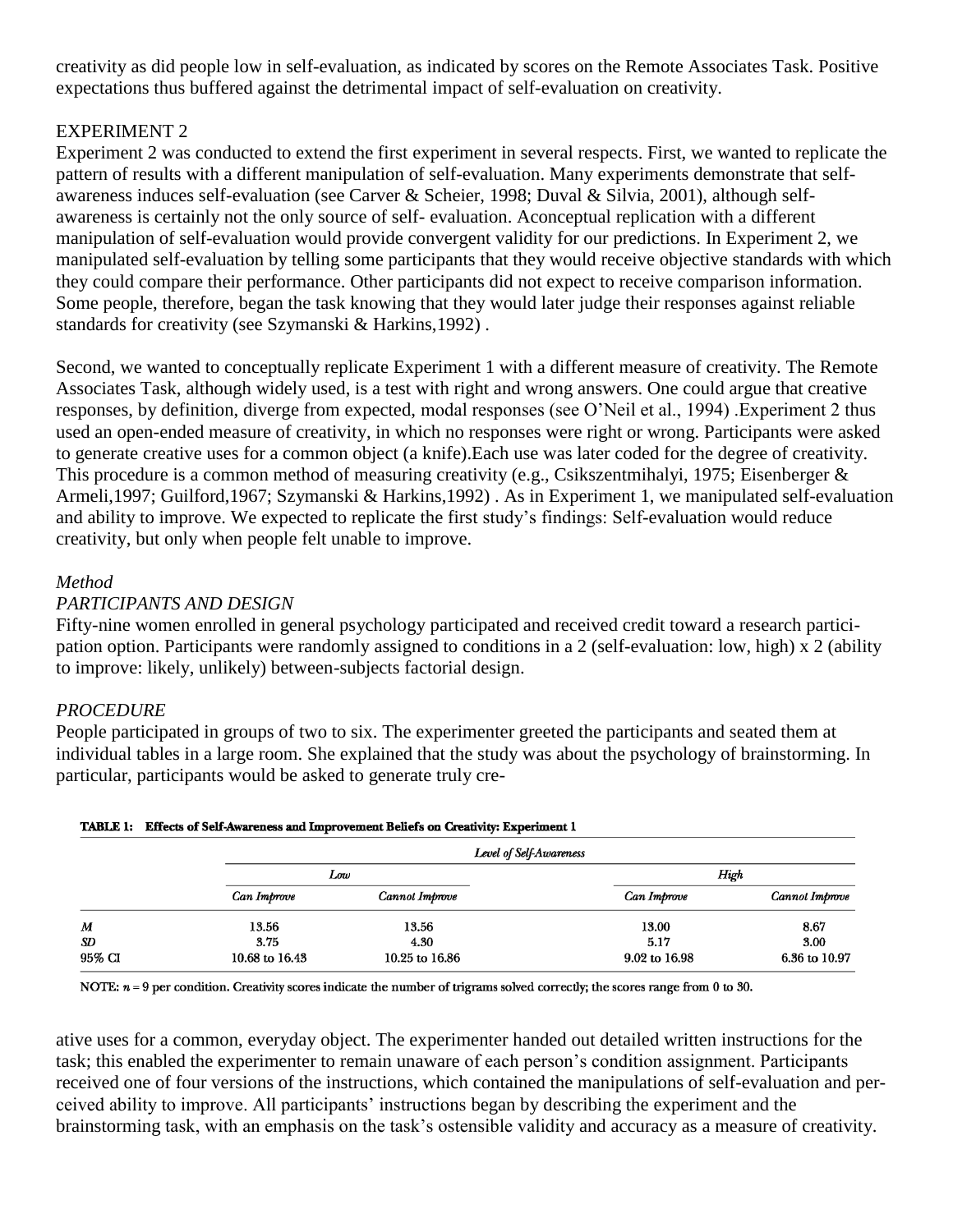creativity as did people low in self-evaluation, as indicated by scores on the Remote Associates Task. Positive expectations thus buffered against the detrimental impact of self-evaluation on creativity.

## EXPERIMENT 2

Experiment 2 was conducted to extend the first experiment in several respects. First, we wanted to replicate the pattern of results with a different manipulation of self-evaluation. Many experiments demonstrate that self-awareness induces self-evaluation (see Carver & Scheier, 1998; Duval & Silvia, 2001), although self-awareness is certainly not the only source of self- evaluation. Aconceptual replication with a different manipulation of self-evaluation would provide convergent validity for our predictions. In Experiment 2, we manipulated self-evaluation by telling some participants that they would receive objective standards with which they could compare their performance. Other participants did not expect to receive comparison information. Some people, therefore, began the task knowing that they would later judge their responses against reliable standards for creativity (see Szymanski & Harkins,1992) .

Second, we wanted to conceptually replicate Experiment 1 with a different measure of creativity. The Remote Associates Task, although widely used, is a test with right and wrong answers. One could argue that creative responses, by definition, diverge from expected, modal responses (see O'Neil et al., 1994) .Experiment 2 thus used an open-ended measure of creativity, in which no responses were right or wrong. Participants were asked to generate creative uses for a common object (a knife).Each use was later coded for the degree of creativity. This procedure is a common method of measuring creativity (e.g., Csikszentmihalyi, 1975; Eisenberger & Armeli,1997; Guilford,1967; Szymanski & Harkins,1992) . As in Experiment 1, we manipulated self-evaluation and ability to improve. We expected to replicate the first study's findings: Self-evaluation would reduce creativity, but only when people felt unable to improve.

### *Method*

#### *PARTICIPANTS AND DESIGN*

Fifty-nine women enrolled in general psychology participated and received credit toward a research participation option. Participants were randomly assigned to conditions in a 2 (self-evaluation: low, high) x 2 (ability to improve: likely, unlikely) between-subjects factorial design.

#### *PROCEDURE*

People participated in groups of two to six. The experimenter greeted the participants and seated them at individual tables in a large room. She explained that the study was about the psychology of brainstorming. In particular, participants would be asked to generate truly creative uses for a common, everyday object. The experimenter handed out detailed written instructions for the task; this enabled the experimenter to remain unaware of each person's condition assignment. Participants received one of four versions of the instructions, which contained the manipulations of self-evaluation and perceived ability to improve. All participants' instructions began by describing the experiment and the brainstorming task, with an emphasis on the task's ostensible validity and accuracy as a measure of creativity.

**TABLE 1: Effects of Self-Awareness and Improvement Beliefs on Creativity: Experiment 1**

| | *Level of Self-Awareness* | | | |
|---|---|---|---|---|
| | *Low* | | *High* | |
| | *Can Improve* | *Cannot Improve* | *Can Improve* | *Cannot Improve* |
| *M* | 13.56 | 13.56 | 13.00 | 8.67 |
| *SD* | 3.75 | 4.30 | 5.17 | 3.00 |
| 95% CI | 10.68 to 16.43 | 10.25 to 16.86 | 9.02 to 16.98 | 6.36 to 10.97 |

NOTE: $n$ = 9 per condition. Creativity scores indicate the number of trigrams solved correctly; the scores range from 0 to 30.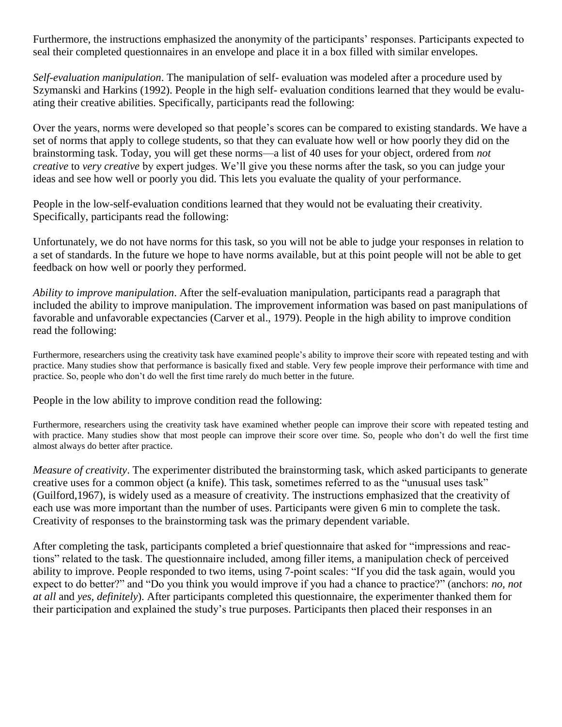Furthermore, the instructions emphasized the anonymity of the participants' responses. Participants expected to seal their completed questionnaires in an envelope and place it in a box filled with similar envelopes.

*Self-evaluation manipulation*. The manipulation of self- evaluation was modeled after a procedure used by Szymanski and Harkins (1992). People in the high self- evaluation conditions learned that they would be evaluating their creative abilities. Specifically, participants read the following:

Over the years, norms were developed so that people's scores can be compared to existing standards. We have a set of norms that apply to college students, so that they can evaluate how well or how poorly they did on the brainstorming task. Today, you will get these norms—a list of 40 uses for your object, ordered from *not creative* to *very creative* by expert judges. We'll give you these norms after the task, so you can judge your ideas and see how well or poorly you did. This lets you evaluate the quality of your performance.

People in the low-self-evaluation conditions learned that they would not be evaluating their creativity. Specifically, participants read the following:

Unfortunately, we do not have norms for this task, so you will not be able to judge your responses in relation to a set of standards. In the future we hope to have norms available, but at this point people will not be able to get feedback on how well or poorly they performed.

*Ability to improve manipulation*. After the self-evaluation manipulation, participants read a paragraph that included the ability to improve manipulation. The improvement information was based on past manipulations of favorable and unfavorable expectancies (Carver et al., 1979). People in the high ability to improve condition read the following:

Furthermore, researchers using the creativity task have examined people's ability to improve their score with repeated testing and with practice. Many studies show that performance is basically fixed and stable. Very few people improve their performance with time and practice. So, people who don't do well the first time rarely do much better in the future.

People in the low ability to improve condition read the following:

Furthermore, researchers using the creativity task have examined whether people can improve their score with repeated testing and with practice. Many studies show that most people can improve their score over time. So, people who don't do well the first time almost always do better after practice.

*Measure of creativity*. The experimenter distributed the brainstorming task, which asked participants to generate creative uses for a common object (a knife). This task, sometimes referred to as the "unusual uses task" (Guilford,1967), is widely used as a measure of creativity. The instructions emphasized that the creativity of each use was more important than the number of uses. Participants were given 6 min to complete the task. Creativity of responses to the brainstorming task was the primary dependent variable.

After completing the task, participants completed a brief questionnaire that asked for "impressions and reactions" related to the task. The questionnaire included, among filler items, a manipulation check of perceived ability to improve. People responded to two items, using 7-point scales: "If you did the task again, would you expect to do better?" and "Do you think you would improve if you had a chance to practice?" (anchors: *no, not at all* and *yes, definitely*). After participants completed this questionnaire, the experimenter thanked them for their participation and explained the study's true purposes. Participants then placed their responses in an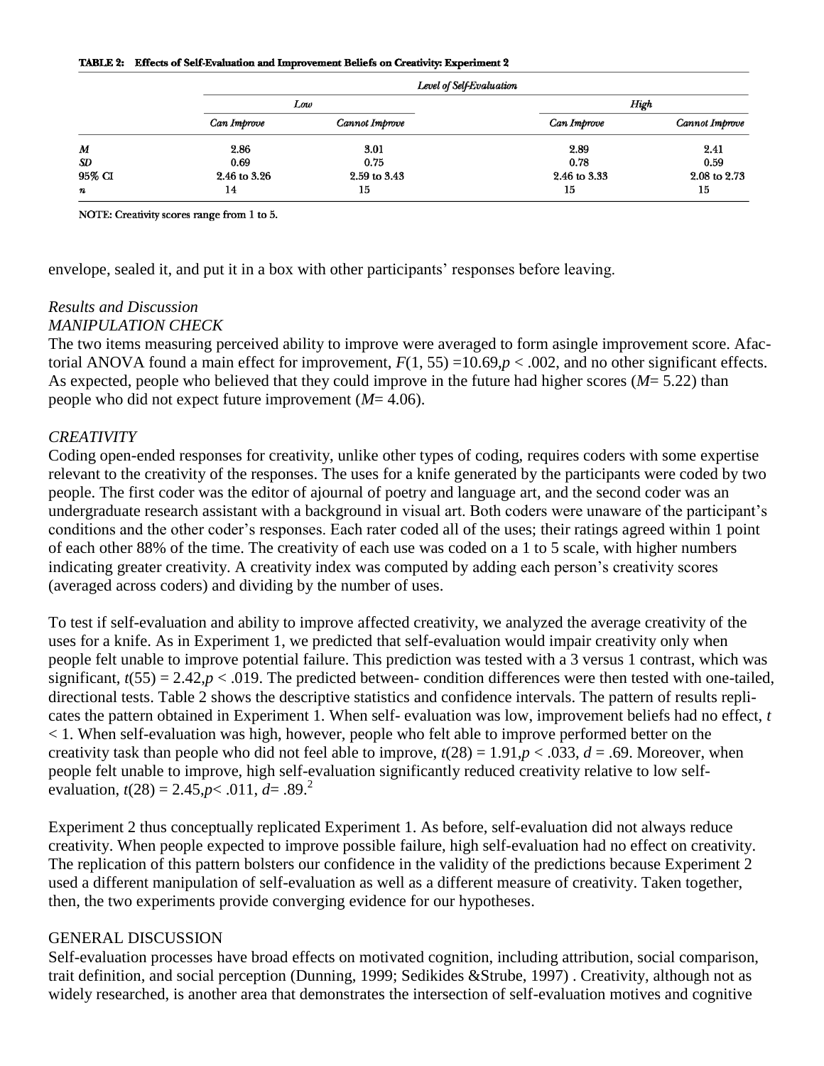**TABLE 2: Effects of Self-Evaluation and Improvement Beliefs on Creativity: Experiment 2**

| | *Level of Self-Evaluation* | | | |
|---|---|---|---|---|
| | *Low* | | *High* | |
| | *Can Improve* | *Cannot Improve* | *Can Improve* | *Cannot Improve* |
| *M* | 2.86 | 3.01 | 2.89 | 2.41 |
| *SD* | 0.69 | 0.75 | 0.78 | 0.59 |
| 95% CI | 2.46 to 3.26 | 2.59 to 3.43 | 2.46 to 3.33 | 2.08 to 2.73 |
| *n* | 14 | 15 | 15 | 15 |

NOTE: Creativity scores range from 1 to 5.

envelope, sealed it, and put it in a box with other participants' responses before leaving.

*Results and Discussion*

*MANIPULATION CHECK*

The two items measuring perceived ability to improve were averaged to form asingle improvement score. Afactorial ANOVA found a main effect for improvement, $F(1, 55) = 10.69, p < .002$, and no other significant effects. As expected, people who believed that they could improve in the future had higher scores ($M = 5.22$) than people who did not expect future improvement ($M = 4.06$).

*CREATIVITY*

Coding open-ended responses for creativity, unlike other types of coding, requires coders with some expertise relevant to the creativity of the responses. The uses for a knife generated by the participants were coded by two people. The first coder was the editor of ajournal of poetry and language art, and the second coder was an undergraduate research assistant with a background in visual art. Both coders were unaware of the participant's conditions and the other coder's responses. Each rater coded all of the uses; their ratings agreed within 1 point of each other 88% of the time. The creativity of each use was coded on a 1 to 5 scale, with higher numbers indicating greater creativity. A creativity index was computed by adding each person's creativity scores (averaged across coders) and dividing by the number of uses.

To test if self-evaluation and ability to improve affected creativity, we analyzed the average creativity of the uses for a knife. As in Experiment 1, we predicted that self-evaluation would impair creativity only when people felt unable to improve potential failure. This prediction was tested with a 3 versus 1 contrast, which was significant, $t(55) = 2.42, p < .019$. The predicted between- condition differences were then tested with one-tailed, directional tests. Table 2 shows the descriptive statistics and confidence intervals. The pattern of results replicates the pattern obtained in Experiment 1. When self- evaluation was low, improvement beliefs had no effect, $t < 1$. When self-evaluation was high, however, people who felt able to improve performed better on the creativity task than people who did not feel able to improve, $t(28) = 1.91, p < .033$, $d = .69$. Moreover, when people felt unable to improve, high self-evaluation significantly reduced creativity relative to low self-evaluation, $t(28) = 2.45, p < .011$, $d = .89$.[2]

Experiment 2 thus conceptually replicated Experiment 1. As before, self-evaluation did not always reduce creativity. When people expected to improve possible failure, high self-evaluation had no effect on creativity. The replication of this pattern bolsters our confidence in the validity of the predictions because Experiment 2 used a different manipulation of self-evaluation as well as a different measure of creativity. Taken together, then, the two experiments provide converging evidence for our hypotheses.

## GENERAL DISCUSSION

Self-evaluation processes have broad effects on motivated cognition, including attribution, social comparison, trait definition, and social perception (Dunning, 1999; Sedikides &Strube, 1997) . Creativity, although not as widely researched, is another area that demonstrates the intersection of self-evaluation motives and cognitive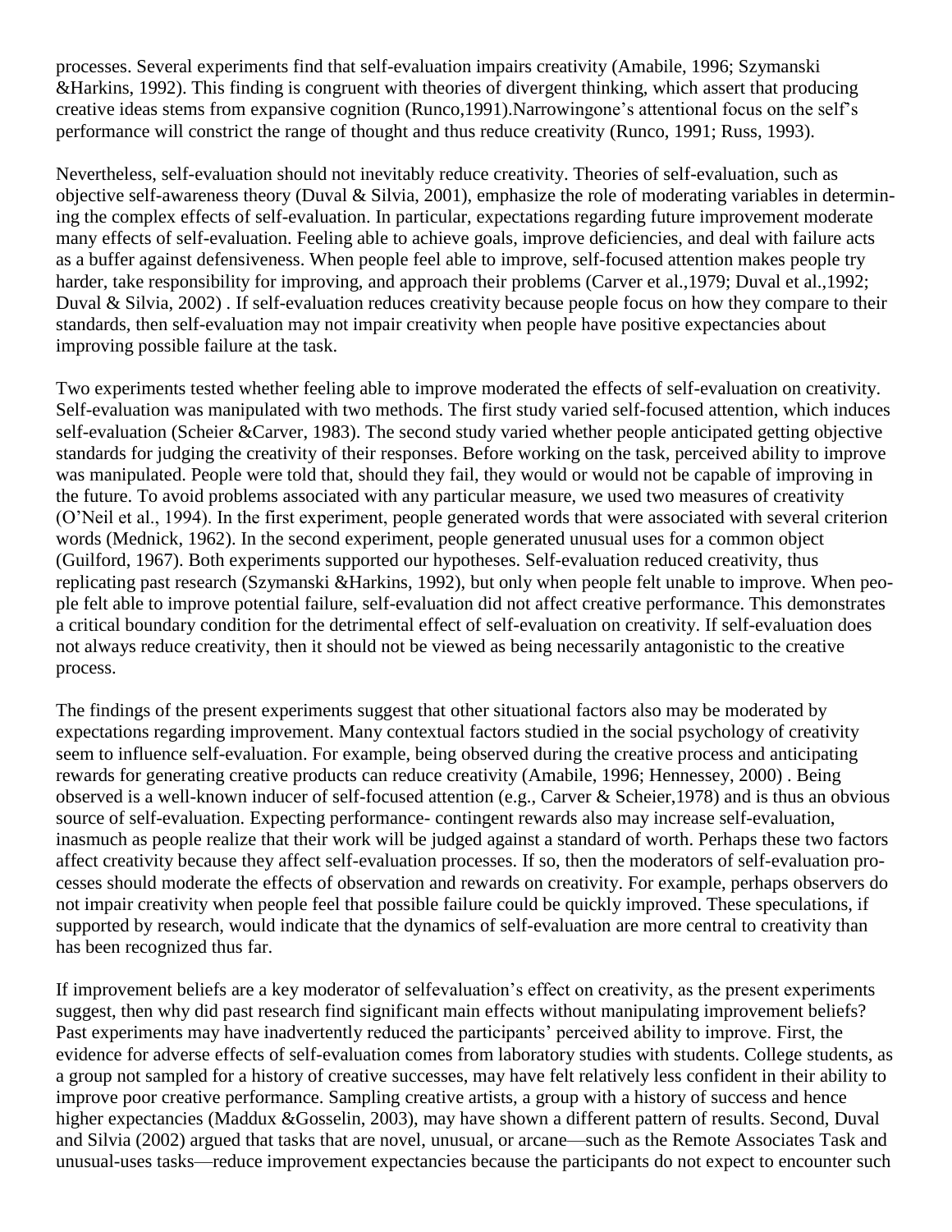processes. Several experiments find that self-evaluation impairs creativity (Amabile, 1996; Szymanski &Harkins, 1992). This finding is congruent with theories of divergent thinking, which assert that producing creative ideas stems from expansive cognition (Runco,1991).Narrowingone's attentional focus on the self's performance will constrict the range of thought and thus reduce creativity (Runco, 1991; Russ, 1993).

Nevertheless, self-evaluation should not inevitably reduce creativity. Theories of self-evaluation, such as objective self-awareness theory (Duval & Silvia, 2001), emphasize the role of moderating variables in determining the complex effects of self-evaluation. In particular, expectations regarding future improvement moderate many effects of self-evaluation. Feeling able to achieve goals, improve deficiencies, and deal with failure acts as a buffer against defensiveness. When people feel able to improve, self-focused attention makes people try harder, take responsibility for improving, and approach their problems (Carver et al.,1979; Duval et al.,1992; Duval & Silvia, 2002) . If self-evaluation reduces creativity because people focus on how they compare to their standards, then self-evaluation may not impair creativity when people have positive expectancies about improving possible failure at the task.

Two experiments tested whether feeling able to improve moderated the effects of self-evaluation on creativity. Self-evaluation was manipulated with two methods. The first study varied self-focused attention, which induces self-evaluation (Scheier &Carver, 1983). The second study varied whether people anticipated getting objective standards for judging the creativity of their responses. Before working on the task, perceived ability to improve was manipulated. People were told that, should they fail, they would or would not be capable of improving in the future. To avoid problems associated with any particular measure, we used two measures of creativity (O'Neil et al., 1994). In the first experiment, people generated words that were associated with several criterion words (Mednick, 1962). In the second experiment, people generated unusual uses for a common object (Guilford, 1967). Both experiments supported our hypotheses. Self-evaluation reduced creativity, thus replicating past research (Szymanski &Harkins, 1992), but only when people felt unable to improve. When people felt able to improve potential failure, self-evaluation did not affect creative performance. This demonstrates a critical boundary condition for the detrimental effect of self-evaluation on creativity. If self-evaluation does not always reduce creativity, then it should not be viewed as being necessarily antagonistic to the creative process.

The findings of the present experiments suggest that other situational factors also may be moderated by expectations regarding improvement. Many contextual factors studied in the social psychology of creativity seem to influence self-evaluation. For example, being observed during the creative process and anticipating rewards for generating creative products can reduce creativity (Amabile, 1996; Hennessey, 2000) . Being observed is a well-known inducer of self-focused attention (e.g., Carver & Scheier,1978) and is thus an obvious source of self-evaluation. Expecting performance- contingent rewards also may increase self-evaluation, inasmuch as people realize that their work will be judged against a standard of worth. Perhaps these two factors affect creativity because they affect self-evaluation processes. If so, then the moderators of self-evaluation processes should moderate the effects of observation and rewards on creativity. For example, perhaps observers do not impair creativity when people feel that possible failure could be quickly improved. These speculations, if supported by research, would indicate that the dynamics of self-evaluation are more central to creativity than has been recognized thus far.

If improvement beliefs are a key moderator of selfevaluation's effect on creativity, as the present experiments suggest, then why did past research find significant main effects without manipulating improvement beliefs? Past experiments may have inadvertently reduced the participants' perceived ability to improve. First, the evidence for adverse effects of self-evaluation comes from laboratory studies with students. College students, as a group not sampled for a history of creative successes, may have felt relatively less confident in their ability to improve poor creative performance. Sampling creative artists, a group with a history of success and hence higher expectancies (Maddux &Gosselin, 2003), may have shown a different pattern of results. Second, Duval and Silvia (2002) argued that tasks that are novel, unusual, or arcane—such as the Remote Associates Task and unusual-uses tasks—reduce improvement expectancies because the participants do not expect to encounter such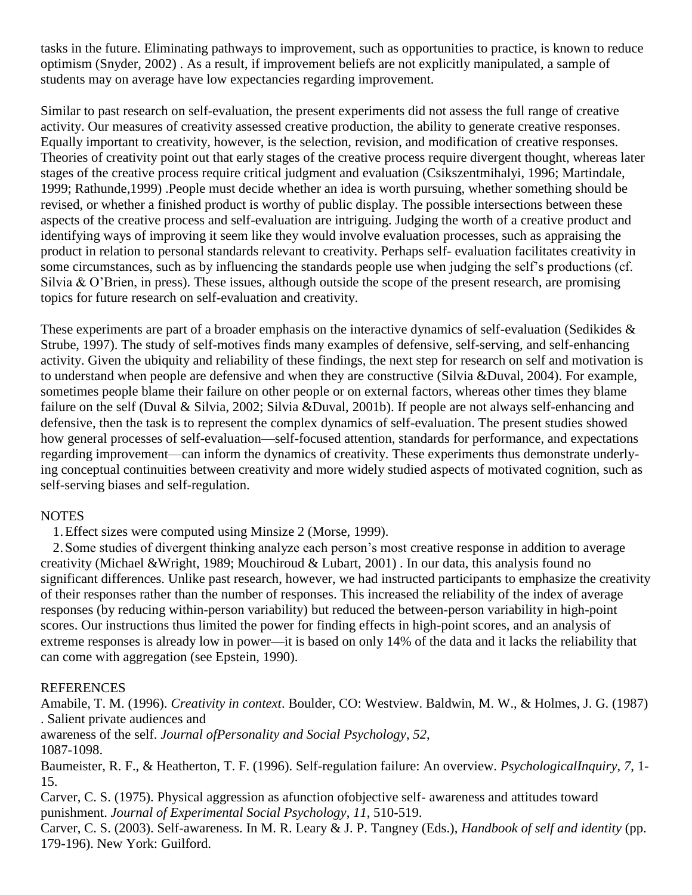tasks in the future. Eliminating pathways to improvement, such as opportunities to practice, is known to reduce optimism (Snyder, 2002) . As a result, if improvement beliefs are not explicitly manipulated, a sample of students may on average have low expectancies regarding improvement.

Similar to past research on self-evaluation, the present experiments did not assess the full range of creative activity. Our measures of creativity assessed creative production, the ability to generate creative responses. Equally important to creativity, however, is the selection, revision, and modification of creative responses. Theories of creativity point out that early stages of the creative process require divergent thought, whereas later stages of the creative process require critical judgment and evaluation (Csikszentmihalyi, 1996; Martindale, 1999; Rathunde,1999) .People must decide whether an idea is worth pursuing, whether something should be revised, or whether a finished product is worthy of public display. The possible intersections between these aspects of the creative process and self-evaluation are intriguing. Judging the worth of a creative product and identifying ways of improving it seem like they would involve evaluation processes, such as appraising the product in relation to personal standards relevant to creativity. Perhaps self- evaluation facilitates creativity in some circumstances, such as by influencing the standards people use when judging the self's productions (cf. Silvia & O'Brien, in press). These issues, although outside the scope of the present research, are promising topics for future research on self-evaluation and creativity.

These experiments are part of a broader emphasis on the interactive dynamics of self-evaluation (Sedikides & Strube, 1997). The study of self-motives finds many examples of defensive, self-serving, and self-enhancing activity. Given the ubiquity and reliability of these findings, the next step for research on self and motivation is to understand when people are defensive and when they are constructive (Silvia &Duval, 2004). For example, sometimes people blame their failure on other people or on external factors, whereas other times they blame failure on the self (Duval & Silvia, 2002; Silvia &Duval, 2001b). If people are not always self-enhancing and defensive, then the task is to represent the complex dynamics of self-evaluation. The present studies showed how general processes of self-evaluation—self-focused attention, standards for performance, and expectations regarding improvement—can inform the dynamics of creativity. These experiments thus demonstrate underlying conceptual continuities between creativity and more widely studied aspects of motivated cognition, such as self-serving biases and self-regulation.

## NOTES

1. Effect sizes were computed using Minsize 2 (Morse, 1999).
2. Some studies of divergent thinking analyze each person's most creative response in addition to average creativity (Michael &Wright, 1989; Mouchiroud & Lubart, 2001) . In our data, this analysis found no significant differences. Unlike past research, however, we had instructed participants to emphasize the creativity of their responses rather than the number of responses. This increased the reliability of the index of average responses (by reducing within-person variability) but reduced the between-person variability in high-point scores. Our instructions thus limited the power for finding effects in high-point scores, and an analysis of extreme responses is already low in power—it is based on only 14% of the data and it lacks the reliability that can come with aggregation (see Epstein, 1990).

## REFERENCES

Amabile, T. M. (1996). *Creativity in context*. Boulder, CO: Westview. Baldwin, M. W., & Holmes, J. G. (1987) . Salient private audiences and awareness of the self. *Journal ofPersonality and Social Psychology*, *52*, 1087-1098.

Baumeister, R. F., & Heatherton, T. F. (1996). Self-regulation failure: An overview. *PsychologicalInquiry*, *7*, 1-15.

Carver, C. S. (1975). Physical aggression as afunction ofobjective self- awareness and attitudes toward punishment. *Journal of Experimental Social Psychology*, *11*, 510-519.

Carver, C. S. (2003). Self-awareness. In M. R. Leary & J. P. Tangney (Eds.), *Handbook of self and identity* (pp. 179-196). New York: Guilford.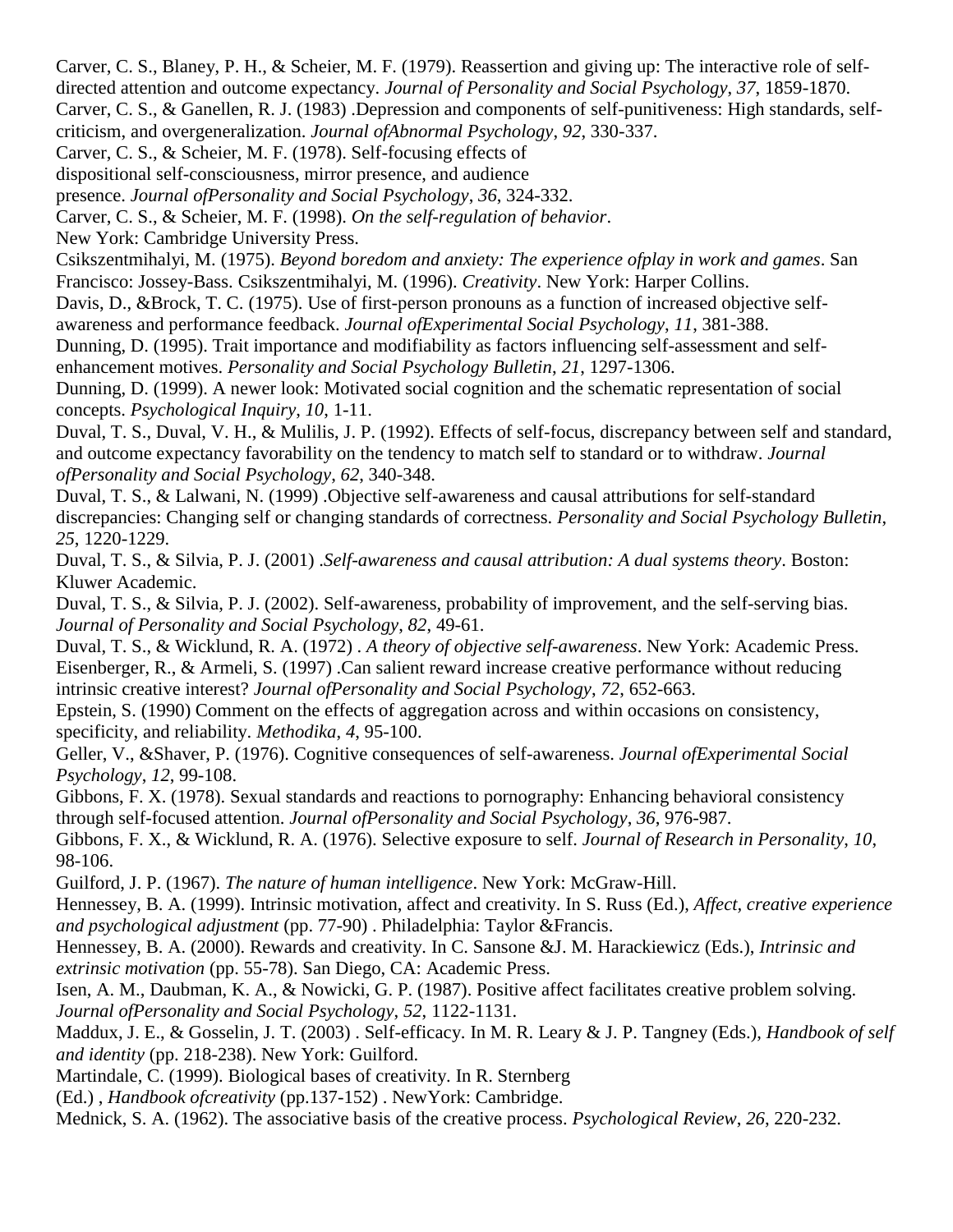Carver, C. S., Blaney, P. H., & Scheier, M. F. (1979). Reassertion and giving up: The interactive role of self-directed attention and outcome expectancy. *Journal of Personality and Social Psychology*, *37*, 1859-1870.

Carver, C. S., & Ganellen, R. J. (1983) .Depression and components of self-punitiveness: High standards, self-criticism, and overgeneralization. *Journal ofAbnormal Psychology*, *92*, 330-337.

Carver, C. S., & Scheier, M. F. (1978). Self-focusing effects of dispositional self-consciousness, mirror presence, and audience presence. *Journal ofPersonality and Social Psychology*, *36*, 324-332.

Carver, C. S., & Scheier, M. F. (1998). *On the self-regulation of behavior*. New York: Cambridge University Press.

Csikszentmihalyi, M. (1975). *Beyond boredom and anxiety: The experience ofplay in work and games*. San Francisco: Jossey-Bass. Csikszentmihalyi, M. (1996). *Creativity*. New York: Harper Collins.

Davis, D., &Brock, T. C. (1975). Use of first-person pronouns as a function of increased objective self-awareness and performance feedback. *Journal ofExperimental Social Psychology*, *11*, 381-388.

Dunning, D. (1995). Trait importance and modifiability as factors influencing self-assessment and self-enhancement motives. *Personality and Social Psychology Bulletin*, *21*, 1297-1306.

Dunning, D. (1999). A newer look: Motivated social cognition and the schematic representation of social concepts. *Psychological Inquiry*, *10*, 1-11.

Duval, T. S., Duval, V. H., & Mulilis, J. P. (1992). Effects of self-focus, discrepancy between self and standard, and outcome expectancy favorability on the tendency to match self to standard or to withdraw. *Journal ofPersonality and Social Psychology*, *62*, 340-348.

Duval, T. S., & Lalwani, N. (1999) .Objective self-awareness and causal attributions for self-standard discrepancies: Changing self or changing standards of correctness. *Personality and Social Psychology Bulletin*, *25*, 1220-1229.

Duval, T. S., & Silvia, P. J. (2001) .*Self-awareness and causal attribution: A dual systems theory*. Boston: Kluwer Academic.

Duval, T. S., & Silvia, P. J. (2002). Self-awareness, probability of improvement, and the self-serving bias. *Journal of Personality and Social Psychology*, *82*, 49-61.

Duval, T. S., & Wicklund, R. A. (1972) . *A theory of objective self-awareness*. New York: Academic Press.

Eisenberger, R., & Armeli, S. (1997) .Can salient reward increase creative performance without reducing intrinsic creative interest? *Journal ofPersonality and Social Psychology*, *72*, 652-663.

Epstein, S. (1990) Comment on the effects of aggregation across and within occasions on consistency, specificity, and reliability. *Methodika*, *4*, 95-100.

Geller, V., &Shaver, P. (1976). Cognitive consequences of self-awareness. *Journal ofExperimental Social Psychology*, *12*, 99-108.

Gibbons, F. X. (1978). Sexual standards and reactions to pornography: Enhancing behavioral consistency through self-focused attention. *Journal ofPersonality and Social Psychology*, *36*, 976-987.

Gibbons, F. X., & Wicklund, R. A. (1976). Selective exposure to self. *Journal of Research in Personality*, *10*, 98-106.

Guilford, J. P. (1967). *The nature of human intelligence*. New York: McGraw-Hill.

Hennessey, B. A. (1999). Intrinsic motivation, affect and creativity. In S. Russ (Ed.), *Affect, creative experience and psychological adjustment* (pp. 77-90) . Philadelphia: Taylor &Francis.

Hennessey, B. A. (2000). Rewards and creativity. In C. Sansone &J. M. Harackiewicz (Eds.), *Intrinsic and extrinsic motivation* (pp. 55-78). San Diego, CA: Academic Press.

Isen, A. M., Daubman, K. A., & Nowicki, G. P. (1987). Positive affect facilitates creative problem solving. *Journal ofPersonality and Social Psychology*, *52*, 1122-1131.

Maddux, J. E., & Gosselin, J. T. (2003) . Self-efficacy. In M. R. Leary & J. P. Tangney (Eds.), *Handbook of self and identity* (pp. 218-238). New York: Guilford.

Martindale, C. (1999). Biological bases of creativity. In R. Sternberg (Ed.) , *Handbook ofcreativity* (pp.137-152) . NewYork: Cambridge.

Mednick, S. A. (1962). The associative basis of the creative process. *Psychological Review*, *26*, 220-232.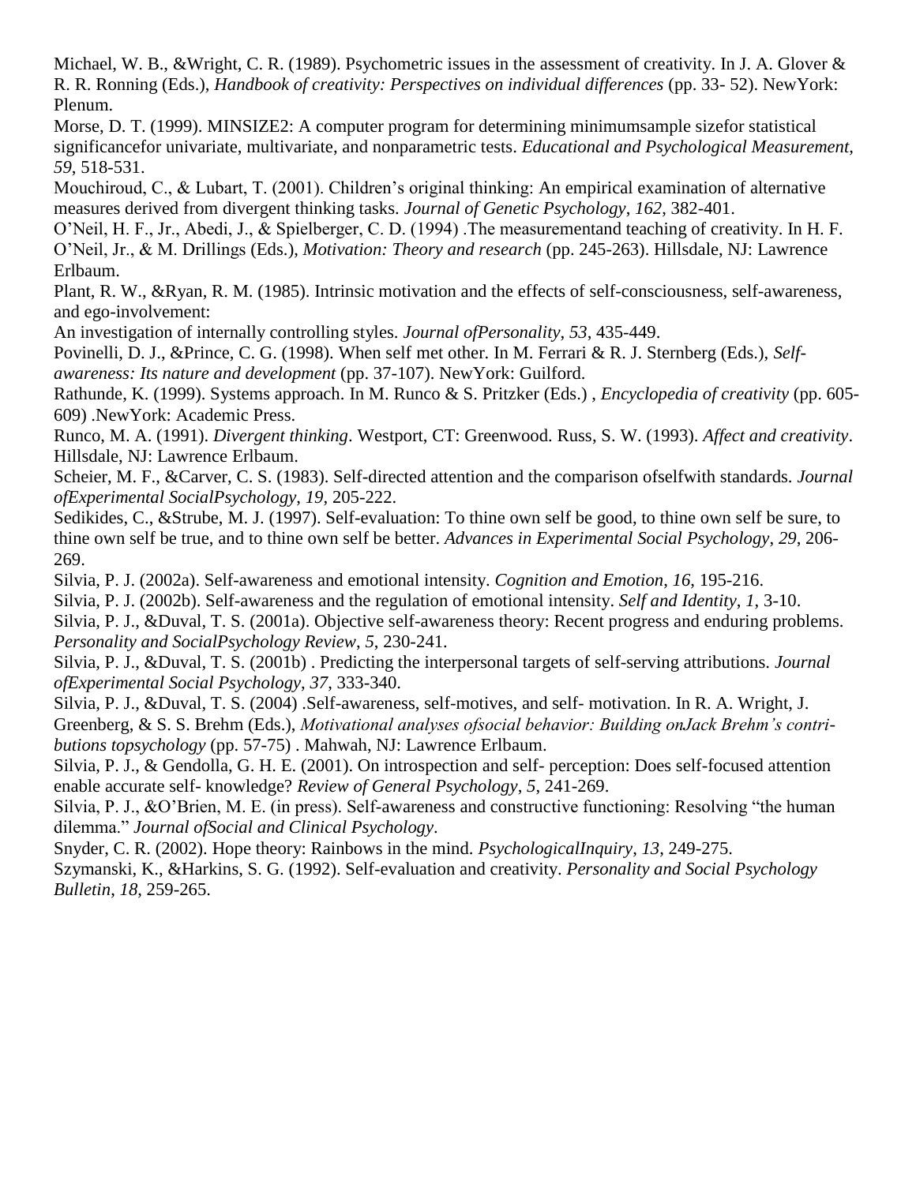Michael, W. B., &Wright, C. R. (1989). Psychometric issues in the assessment of creativity. In J. A. Glover & R. R. Ronning (Eds.), *Handbook of creativity: Perspectives on individual differences* (pp. 33- 52). NewYork: Plenum.

Morse, D. T. (1999). MINSIZE2: A computer program for determining minimumsample sizefor statistical significancefor univariate, multivariate, and nonparametric tests. *Educational and Psychological Measurement*, *59*, 518-531.

Mouchiroud, C., & Lubart, T. (2001). Children's original thinking: An empirical examination of alternative measures derived from divergent thinking tasks. *Journal of Genetic Psychology*, *162*, 382-401.

O'Neil, H. F., Jr., Abedi, J., & Spielberger, C. D. (1994) .The measurementand teaching of creativity. In H. F. O'Neil, Jr., & M. Drillings (Eds.), *Motivation: Theory and research* (pp. 245-263). Hillsdale, NJ: Lawrence Erlbaum.

Plant, R. W., &Ryan, R. M. (1985). Intrinsic motivation and the effects of self-consciousness, self-awareness, and ego-involvement:
An investigation of internally controlling styles. *Journal ofPersonality*, *53*, 435-449.

Povinelli, D. J., &Prince, C. G. (1998). When self met other. In M. Ferrari & R. J. Sternberg (Eds.), *Self-awareness: Its nature and development* (pp. 37-107). NewYork: Guilford.

Rathunde, K. (1999). Systems approach. In M. Runco & S. Pritzker (Eds.) , *Encyclopedia of creativity* (pp. 605-609) .NewYork: Academic Press.

Runco, M. A. (1991). *Divergent thinking*. Westport, CT: Greenwood. Russ, S. W. (1993). *Affect and creativity*. Hillsdale, NJ: Lawrence Erlbaum.

Scheier, M. F., &Carver, C. S. (1983). Self-directed attention and the comparison ofselfwith standards. *Journal ofExperimental SocialPsychology*, *19*, 205-222.

Sedikides, C., &Strube, M. J. (1997). Self-evaluation: To thine own self be good, to thine own self be sure, to thine own self be true, and to thine own self be better. *Advances in Experimental Social Psychology*, *29*, 206-269.

Silvia, P. J. (2002a). Self-awareness and emotional intensity. *Cognition and Emotion*, *16*, 195-216.

Silvia, P. J. (2002b). Self-awareness and the regulation of emotional intensity. *Self and Identity*, *1*, 3-10.

Silvia, P. J., &Duval, T. S. (2001a). Objective self-awareness theory: Recent progress and enduring problems. *Personality and SocialPsychology Review*, *5*, 230-241.

Silvia, P. J., &Duval, T. S. (2001b) . Predicting the interpersonal targets of self-serving attributions. *Journal ofExperimental Social Psychology*, *37*, 333-340.

Silvia, P. J., &Duval, T. S. (2004) .Self-awareness, self-motives, and self- motivation. In R. A. Wright, J. Greenberg, & S. S. Brehm (Eds.), *Motivational analyses ofsocial behavior: Building onJack Brehm's contri-butions topsychology* (pp. 57-75) . Mahwah, NJ: Lawrence Erlbaum.

Silvia, P. J., & Gendolla, G. H. E. (2001). On introspection and self- perception: Does self-focused attention enable accurate self- knowledge? *Review of General Psychology*, *5*, 241-269.

Silvia, P. J., &O'Brien, M. E. (in press). Self-awareness and constructive functioning: Resolving "the human dilemma." *Journal ofSocial and Clinical Psychology*.

Snyder, C. R. (2002). Hope theory: Rainbows in the mind. *PsychologicalInquiry*, *13*, 249-275.

Szymanski, K., &Harkins, S. G. (1992). Self-evaluation and creativity. *Personality and Social Psychology Bulletin*, *18*, 259-265.